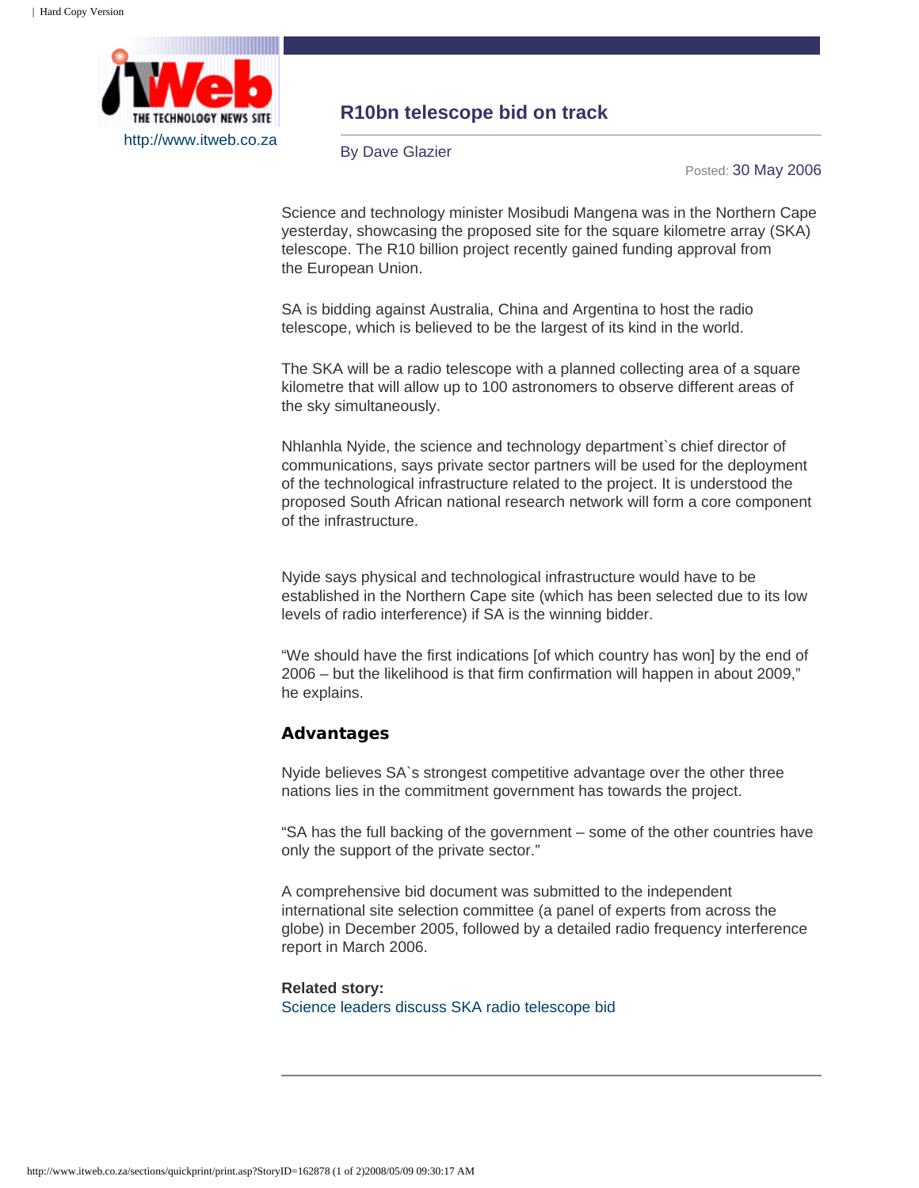http://www.itweb.co.za

# R10bn telescope bid on track

By Dave Glazier

Posted: 30 May 2006

Science and technology minister Mosibudi Mangena was in the Northern Cape yesterday, showcasing the proposed site for the square kilometre array (SKA) telescope. The R10 billion project recently gained funding approval from the European Union.

SA is bidding against Australia, China and Argentina to host the radio telescope, which is believed to be the largest of its kind in the world.

The SKA will be a radio telescope with a planned collecting area of a square kilometre that will allow up to 100 astronomers to observe different areas of the sky simultaneously.

Nhlanhla Nyide, the science and technology department`s chief director of communications, says private sector partners will be used for the deployment of the technological infrastructure related to the project. It is understood the proposed South African national research network will form a core component of the infrastructure.

Nyide says physical and technological infrastructure would have to be established in the Northern Cape site (which has been selected due to its low levels of radio interference) if SA is the winning bidder.

"We should have the first indications [of which country has won] by the end of 2006 – but the likelihood is that firm confirmation will happen in about 2009," he explains.

## Advantages

Nyide believes SA`s strongest competitive advantage over the other three nations lies in the commitment government has towards the project.

"SA has the full backing of the government – some of the other countries have only the support of the private sector."

A comprehensive bid document was submitted to the independent international site selection committee (a panel of experts from across the globe) in December 2005, followed by a detailed radio frequency interference report in March 2006.

**Related story:**
Science leaders discuss SKA radio telescope bid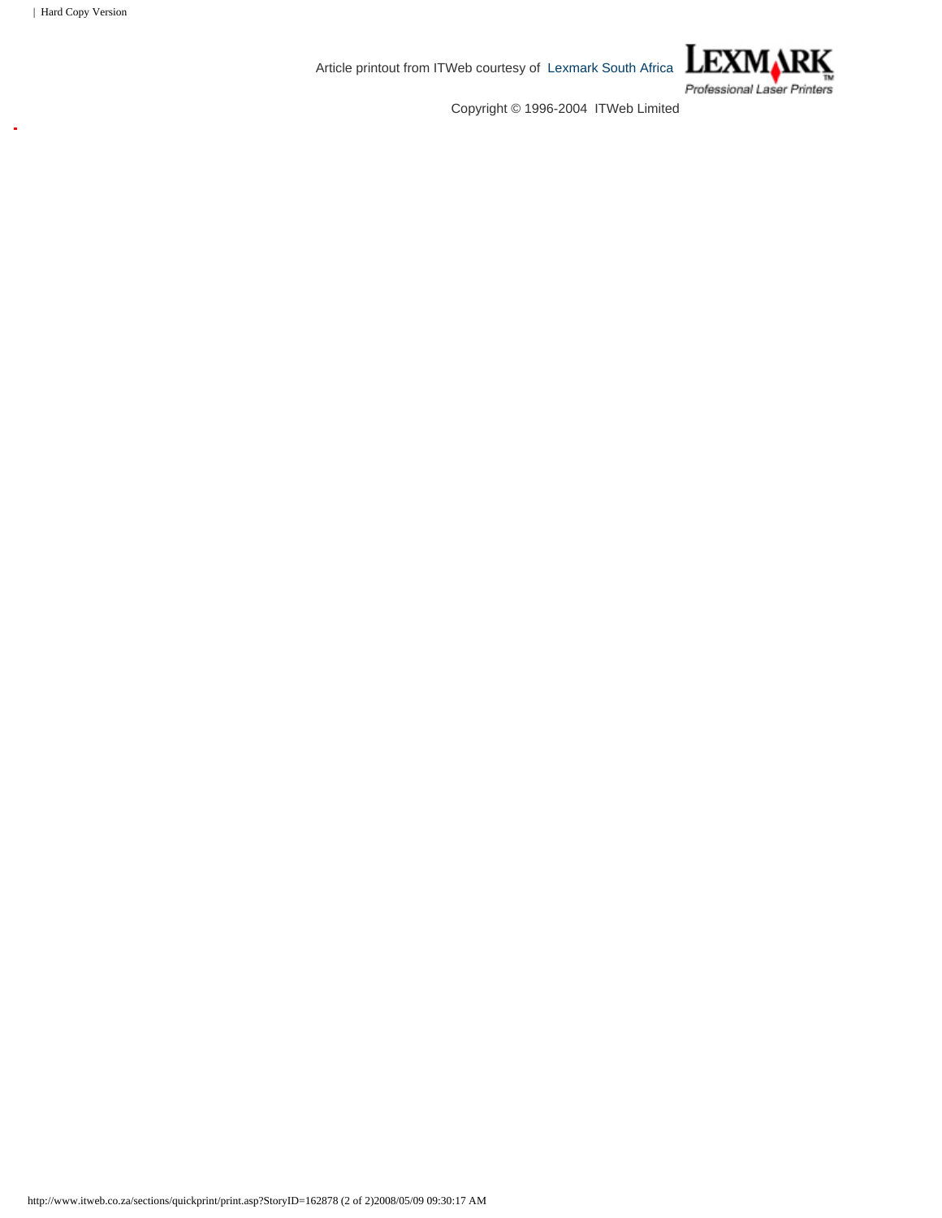Article printout from ITWeb courtesy of Lexmark South Africa

Copyright © 1996-2004 ITWeb Limited